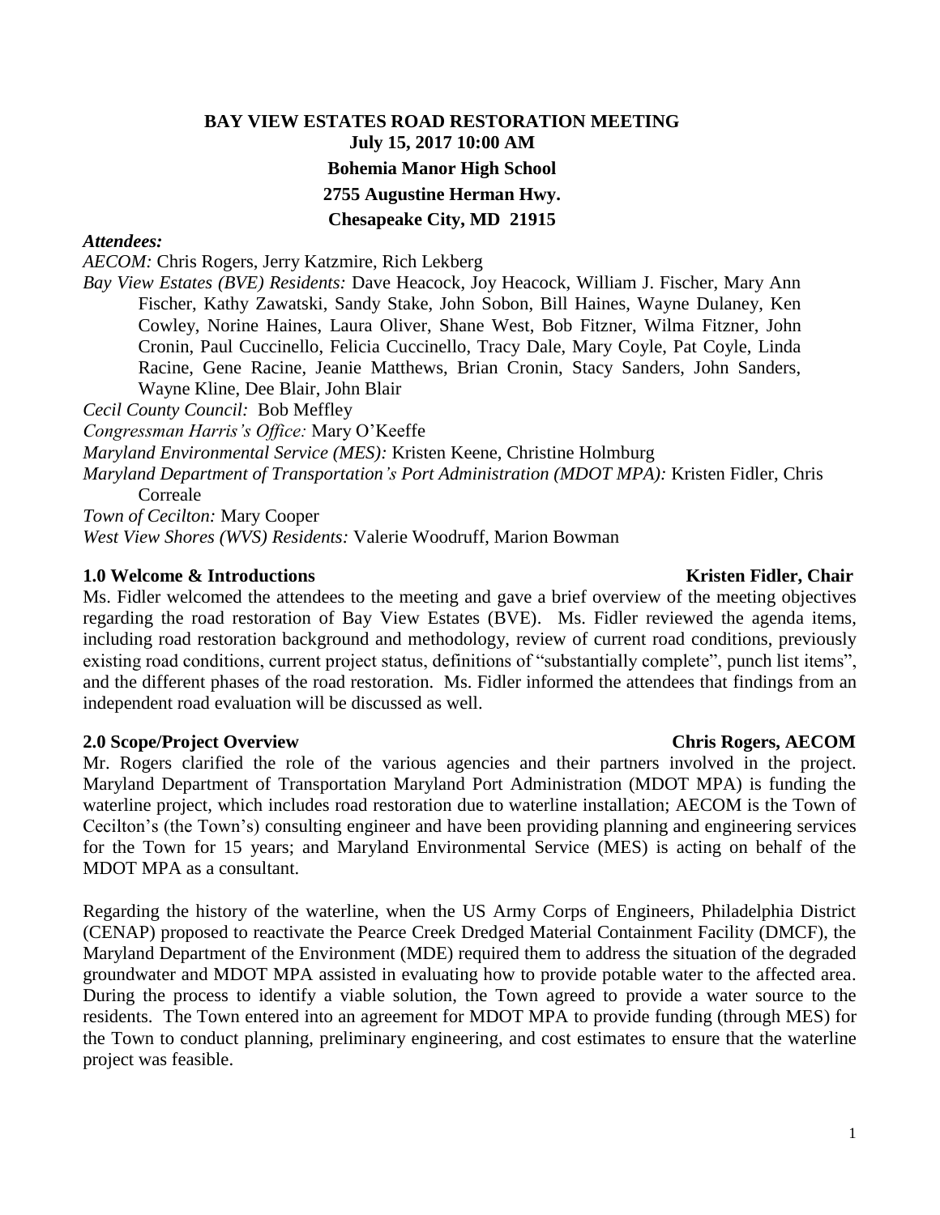# BAY VIEW ESTATES ROAD RESTORATION MEETING

**July 15, 2017 10:00 AM**

**Bohemia Manor High School**

**2755 Augustine Herman Hwy.**

**Chesapeake City, MD 21915**

***Attendees:***

*AECOM:* Chris Rogers, Jerry Katzmire, Rich Lekberg

*Bay View Estates (BVE) Residents:* Dave Heacock, Joy Heacock, William J. Fischer, Mary Ann Fischer, Kathy Zawatski, Sandy Stake, John Sobon, Bill Haines, Wayne Dulaney, Ken Cowley, Norine Haines, Laura Oliver, Shane West, Bob Fitzner, Wilma Fitzner, John Cronin, Paul Cuccinello, Felicia Cuccinello, Tracy Dale, Mary Coyle, Pat Coyle, Linda Racine, Gene Racine, Jeanie Matthews, Brian Cronin, Stacy Sanders, John Sanders, Wayne Kline, Dee Blair, John Blair

*Cecil County Council:* Bob Meffley

*Congressman Harris's Office:* Mary O'Keeffe

*Maryland Environmental Service (MES):* Kristen Keene, Christine Holmburg

*Maryland Department of Transportation's Port Administration (MDOT MPA):* Kristen Fidler, Chris Correale

*Town of Cecilton:* Mary Cooper

*West View Shores (WVS) Residents:* Valerie Woodruff, Marion Bowman

## 1.0 Welcome & Introductions — Kristen Fidler, Chair

Ms. Fidler welcomed the attendees to the meeting and gave a brief overview of the meeting objectives regarding the road restoration of Bay View Estates (BVE). Ms. Fidler reviewed the agenda items, including road restoration background and methodology, review of current road conditions, previously existing road conditions, current project status, definitions of "substantially complete", punch list items", and the different phases of the road restoration. Ms. Fidler informed the attendees that findings from an independent road evaluation will be discussed as well.

## 2.0 Scope/Project Overview — Chris Rogers, AECOM

Mr. Rogers clarified the role of the various agencies and their partners involved in the project. Maryland Department of Transportation Maryland Port Administration (MDOT MPA) is funding the waterline project, which includes road restoration due to waterline installation; AECOM is the Town of Cecilton's (the Town's) consulting engineer and have been providing planning and engineering services for the Town for 15 years; and Maryland Environmental Service (MES) is acting on behalf of the MDOT MPA as a consultant.

Regarding the history of the waterline, when the US Army Corps of Engineers, Philadelphia District (CENAP) proposed to reactivate the Pearce Creek Dredged Material Containment Facility (DMCF), the Maryland Department of the Environment (MDE) required them to address the situation of the degraded groundwater and MDOT MPA assisted in evaluating how to provide potable water to the affected area. During the process to identify a viable solution, the Town agreed to provide a water source to the residents. The Town entered into an agreement for MDOT MPA to provide funding (through MES) for the Town to conduct planning, preliminary engineering, and cost estimates to ensure that the waterline project was feasible.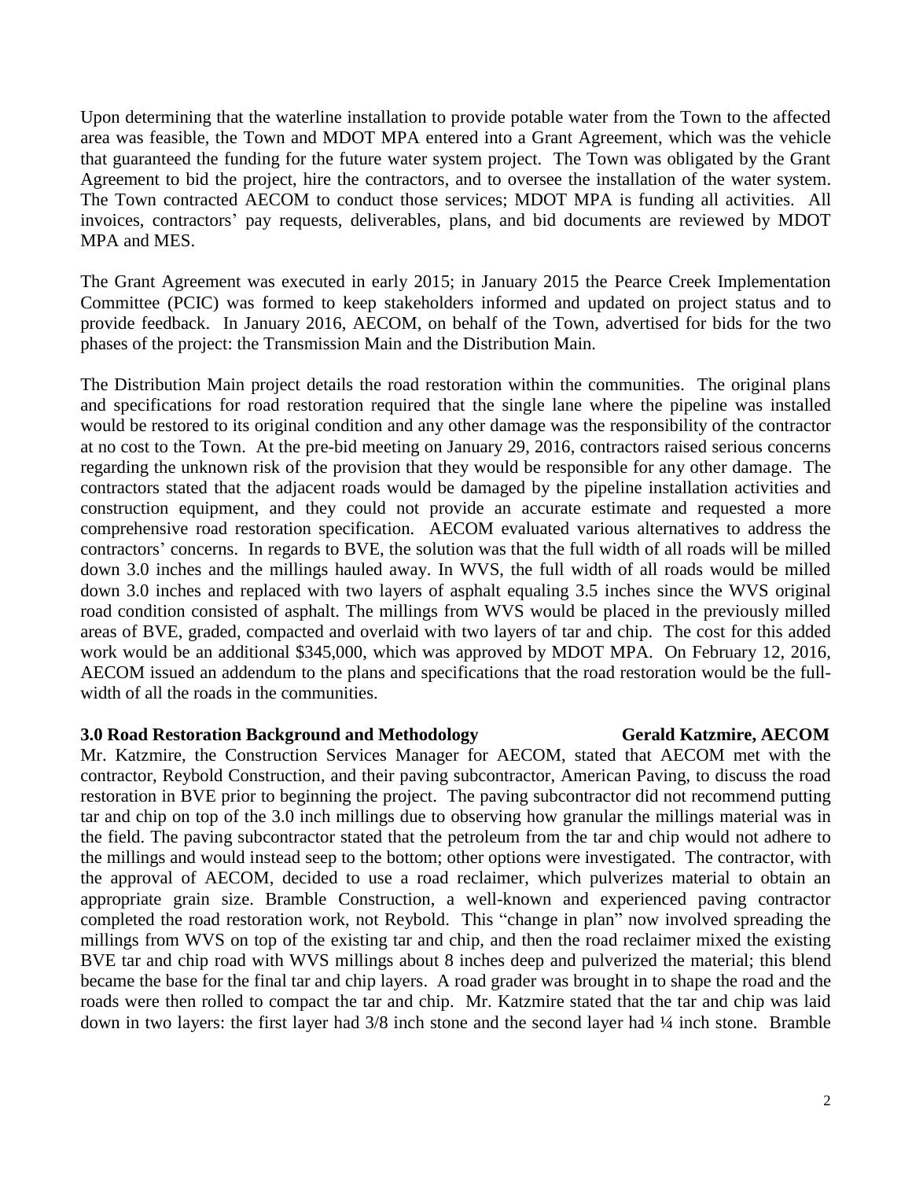Upon determining that the waterline installation to provide potable water from the Town to the affected area was feasible, the Town and MDOT MPA entered into a Grant Agreement, which was the vehicle that guaranteed the funding for the future water system project. The Town was obligated by the Grant Agreement to bid the project, hire the contractors, and to oversee the installation of the water system. The Town contracted AECOM to conduct those services; MDOT MPA is funding all activities. All invoices, contractors' pay requests, deliverables, plans, and bid documents are reviewed by MDOT MPA and MES.

The Grant Agreement was executed in early 2015; in January 2015 the Pearce Creek Implementation Committee (PCIC) was formed to keep stakeholders informed and updated on project status and to provide feedback. In January 2016, AECOM, on behalf of the Town, advertised for bids for the two phases of the project: the Transmission Main and the Distribution Main.

The Distribution Main project details the road restoration within the communities. The original plans and specifications for road restoration required that the single lane where the pipeline was installed would be restored to its original condition and any other damage was the responsibility of the contractor at no cost to the Town. At the pre-bid meeting on January 29, 2016, contractors raised serious concerns regarding the unknown risk of the provision that they would be responsible for any other damage. The contractors stated that the adjacent roads would be damaged by the pipeline installation activities and construction equipment, and they could not provide an accurate estimate and requested a more comprehensive road restoration specification. AECOM evaluated various alternatives to address the contractors' concerns. In regards to BVE, the solution was that the full width of all roads will be milled down 3.0 inches and the millings hauled away. In WVS, the full width of all roads would be milled down 3.0 inches and replaced with two layers of asphalt equaling 3.5 inches since the WVS original road condition consisted of asphalt. The millings from WVS would be placed in the previously milled areas of BVE, graded, compacted and overlaid with two layers of tar and chip. The cost for this added work would be an additional $345,000, which was approved by MDOT MPA. On February 12, 2016, AECOM issued an addendum to the plans and specifications that the road restoration would be the full-width of all the roads in the communities.

**3.0 Road Restoration Background and Methodology** **Gerald Katzmire, AECOM**

Mr. Katzmire, the Construction Services Manager for AECOM, stated that AECOM met with the contractor, Reybold Construction, and their paving subcontractor, American Paving, to discuss the road restoration in BVE prior to beginning the project. The paving subcontractor did not recommend putting tar and chip on top of the 3.0 inch millings due to observing how granular the millings material was in the field. The paving subcontractor stated that the petroleum from the tar and chip would not adhere to the millings and would instead seep to the bottom; other options were investigated. The contractor, with the approval of AECOM, decided to use a road reclaimer, which pulverizes material to obtain an appropriate grain size. Bramble Construction, a well-known and experienced paving contractor completed the road restoration work, not Reybold. This "change in plan" now involved spreading the millings from WVS on top of the existing tar and chip, and then the road reclaimer mixed the existing BVE tar and chip road with WVS millings about 8 inches deep and pulverized the material; this blend became the base for the final tar and chip layers. A road grader was brought in to shape the road and the roads were then rolled to compact the tar and chip. Mr. Katzmire stated that the tar and chip was laid down in two layers: the first layer had 3/8 inch stone and the second layer had ¼ inch stone. Bramble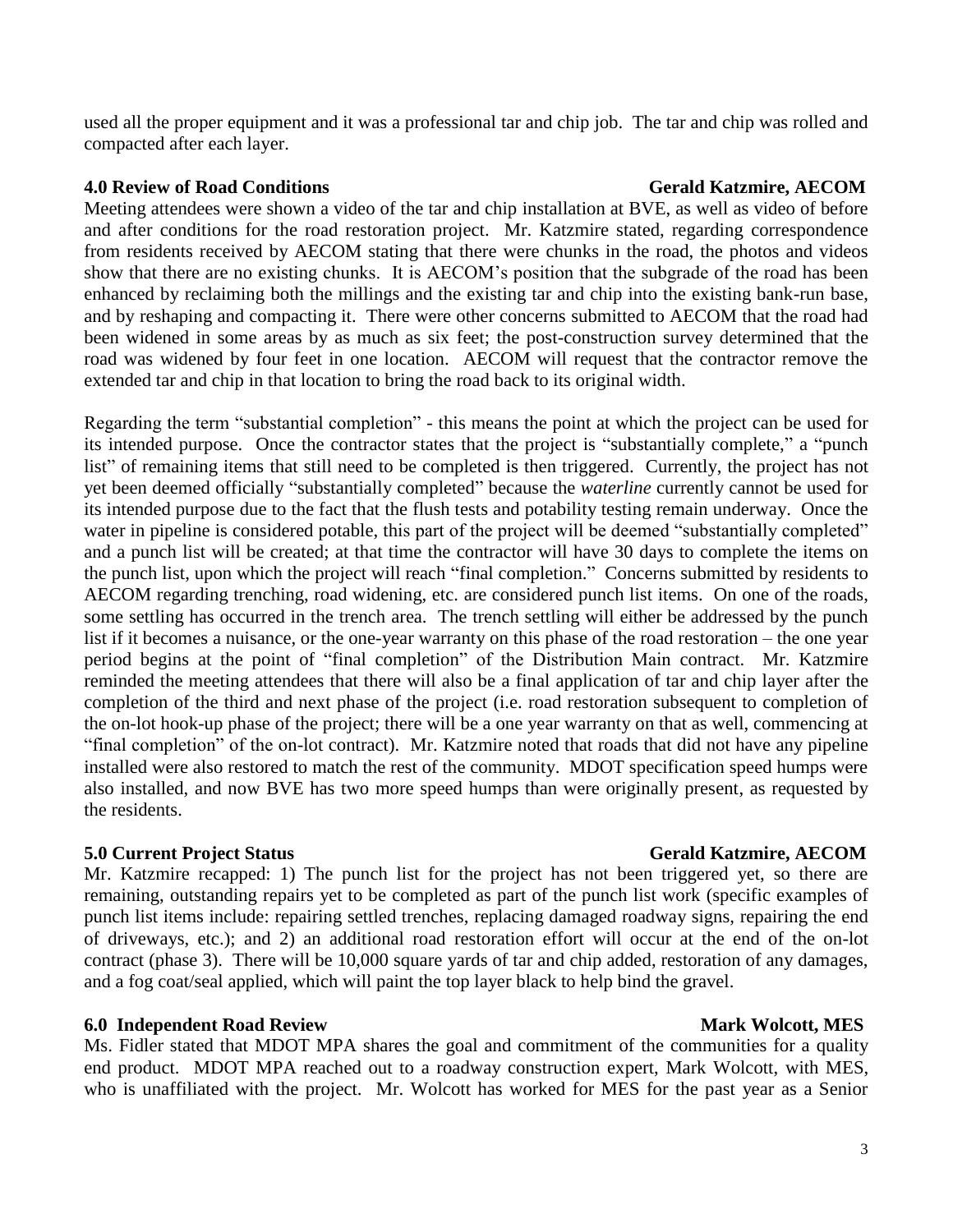used all the proper equipment and it was a professional tar and chip job. The tar and chip was rolled and compacted after each layer.

**4.0 Review of Road Conditions** **Gerald Katzmire, AECOM**

Meeting attendees were shown a video of the tar and chip installation at BVE, as well as video of before and after conditions for the road restoration project. Mr. Katzmire stated, regarding correspondence from residents received by AECOM stating that there were chunks in the road, the photos and videos show that there are no existing chunks. It is AECOM's position that the subgrade of the road has been enhanced by reclaiming both the millings and the existing tar and chip into the existing bank-run base, and by reshaping and compacting it. There were other concerns submitted to AECOM that the road had been widened in some areas by as much as six feet; the post-construction survey determined that the road was widened by four feet in one location. AECOM will request that the contractor remove the extended tar and chip in that location to bring the road back to its original width.

Regarding the term "substantial completion" - this means the point at which the project can be used for its intended purpose. Once the contractor states that the project is "substantially complete," a "punch list" of remaining items that still need to be completed is then triggered. Currently, the project has not yet been deemed officially "substantially completed" because the *waterline* currently cannot be used for its intended purpose due to the fact that the flush tests and potability testing remain underway. Once the water in pipeline is considered potable, this part of the project will be deemed "substantially completed" and a punch list will be created; at that time the contractor will have 30 days to complete the items on the punch list, upon which the project will reach "final completion." Concerns submitted by residents to AECOM regarding trenching, road widening, etc. are considered punch list items. On one of the roads, some settling has occurred in the trench area. The trench settling will either be addressed by the punch list if it becomes a nuisance, or the one-year warranty on this phase of the road restoration – the one year period begins at the point of "final completion" of the Distribution Main contract. Mr. Katzmire reminded the meeting attendees that there will also be a final application of tar and chip layer after the completion of the third and next phase of the project (i.e. road restoration subsequent to completion of the on-lot hook-up phase of the project; there will be a one year warranty on that as well, commencing at "final completion" of the on-lot contract). Mr. Katzmire noted that roads that did not have any pipeline installed were also restored to match the rest of the community. MDOT specification speed humps were also installed, and now BVE has two more speed humps than were originally present, as requested by the residents.

**5.0 Current Project Status** **Gerald Katzmire, AECOM**

Mr. Katzmire recapped: 1) The punch list for the project has not been triggered yet, so there are remaining, outstanding repairs yet to be completed as part of the punch list work (specific examples of punch list items include: repairing settled trenches, replacing damaged roadway signs, repairing the end of driveways, etc.); and 2) an additional road restoration effort will occur at the end of the on-lot contract (phase 3). There will be 10,000 square yards of tar and chip added, restoration of any damages, and a fog coat/seal applied, which will paint the top layer black to help bind the gravel.

**6.0 Independent Road Review** **Mark Wolcott, MES**

Ms. Fidler stated that MDOT MPA shares the goal and commitment of the communities for a quality end product. MDOT MPA reached out to a roadway construction expert, Mark Wolcott, with MES, who is unaffiliated with the project. Mr. Wolcott has worked for MES for the past year as a Senior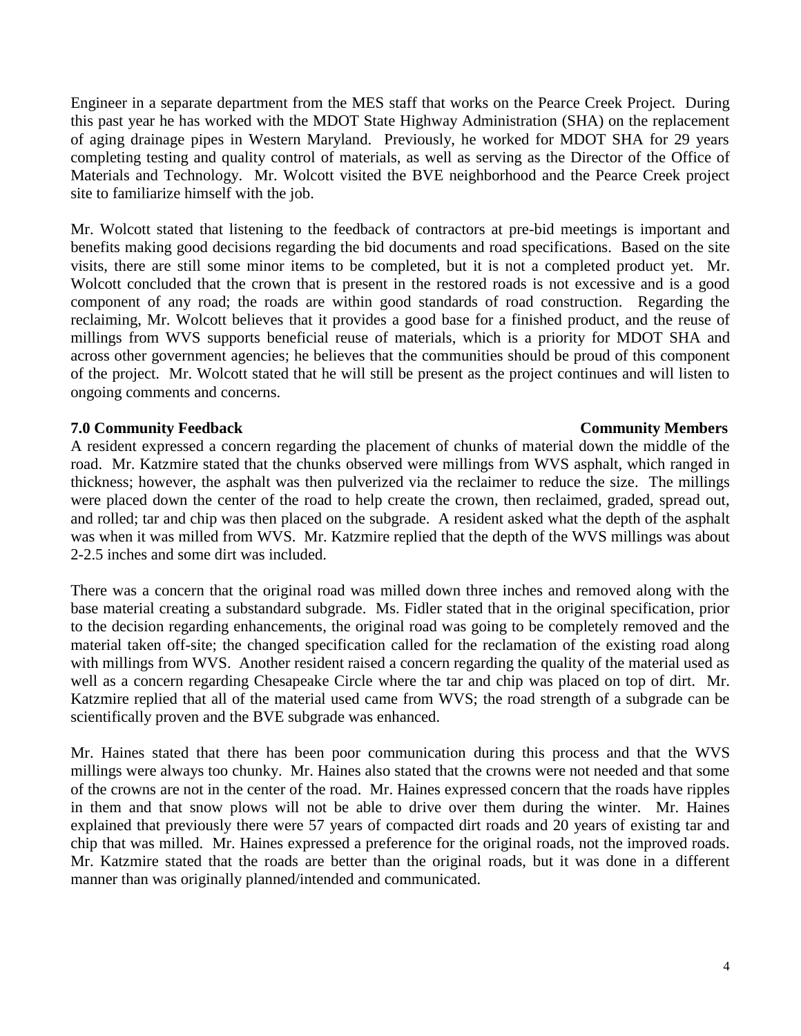Engineer in a separate department from the MES staff that works on the Pearce Creek Project. During this past year he has worked with the MDOT State Highway Administration (SHA) on the replacement of aging drainage pipes in Western Maryland. Previously, he worked for MDOT SHA for 29 years completing testing and quality control of materials, as well as serving as the Director of the Office of Materials and Technology. Mr. Wolcott visited the BVE neighborhood and the Pearce Creek project site to familiarize himself with the job.

Mr. Wolcott stated that listening to the feedback of contractors at pre-bid meetings is important and benefits making good decisions regarding the bid documents and road specifications. Based on the site visits, there are still some minor items to be completed, but it is not a completed product yet. Mr. Wolcott concluded that the crown that is present in the restored roads is not excessive and is a good component of any road; the roads are within good standards of road construction. Regarding the reclaiming, Mr. Wolcott believes that it provides a good base for a finished product, and the reuse of millings from WVS supports beneficial reuse of materials, which is a priority for MDOT SHA and across other government agencies; he believes that the communities should be proud of this component of the project. Mr. Wolcott stated that he will still be present as the project continues and will listen to ongoing comments and concerns.

**7.0 Community Feedback** **Community Members**

A resident expressed a concern regarding the placement of chunks of material down the middle of the road. Mr. Katzmire stated that the chunks observed were millings from WVS asphalt, which ranged in thickness; however, the asphalt was then pulverized via the reclaimer to reduce the size. The millings were placed down the center of the road to help create the crown, then reclaimed, graded, spread out, and rolled; tar and chip was then placed on the subgrade. A resident asked what the depth of the asphalt was when it was milled from WVS. Mr. Katzmire replied that the depth of the WVS millings was about 2-2.5 inches and some dirt was included.

There was a concern that the original road was milled down three inches and removed along with the base material creating a substandard subgrade. Ms. Fidler stated that in the original specification, prior to the decision regarding enhancements, the original road was going to be completely removed and the material taken off-site; the changed specification called for the reclamation of the existing road along with millings from WVS. Another resident raised a concern regarding the quality of the material used as well as a concern regarding Chesapeake Circle where the tar and chip was placed on top of dirt. Mr. Katzmire replied that all of the material used came from WVS; the road strength of a subgrade can be scientifically proven and the BVE subgrade was enhanced.

Mr. Haines stated that there has been poor communication during this process and that the WVS millings were always too chunky. Mr. Haines also stated that the crowns were not needed and that some of the crowns are not in the center of the road. Mr. Haines expressed concern that the roads have ripples in them and that snow plows will not be able to drive over them during the winter. Mr. Haines explained that previously there were 57 years of compacted dirt roads and 20 years of existing tar and chip that was milled. Mr. Haines expressed a preference for the original roads, not the improved roads. Mr. Katzmire stated that the roads are better than the original roads, but it was done in a different manner than was originally planned/intended and communicated.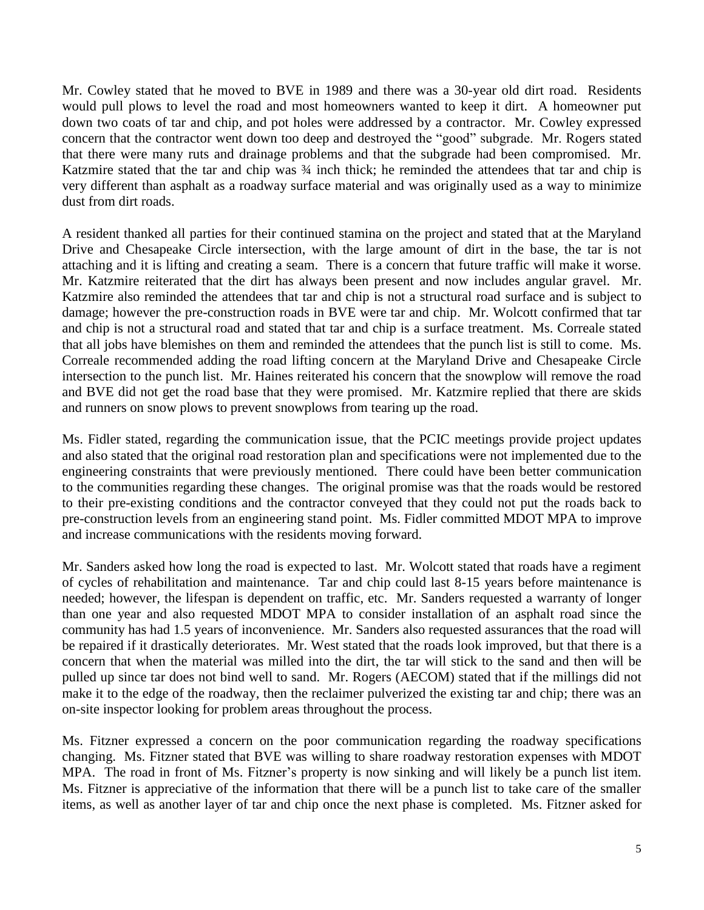Mr. Cowley stated that he moved to BVE in 1989 and there was a 30-year old dirt road. Residents would pull plows to level the road and most homeowners wanted to keep it dirt. A homeowner put down two coats of tar and chip, and pot holes were addressed by a contractor. Mr. Cowley expressed concern that the contractor went down too deep and destroyed the "good" subgrade. Mr. Rogers stated that there were many ruts and drainage problems and that the subgrade had been compromised. Mr. Katzmire stated that the tar and chip was ¾ inch thick; he reminded the attendees that tar and chip is very different than asphalt as a roadway surface material and was originally used as a way to minimize dust from dirt roads.

A resident thanked all parties for their continued stamina on the project and stated that at the Maryland Drive and Chesapeake Circle intersection, with the large amount of dirt in the base, the tar is not attaching and it is lifting and creating a seam. There is a concern that future traffic will make it worse. Mr. Katzmire reiterated that the dirt has always been present and now includes angular gravel. Mr. Katzmire also reminded the attendees that tar and chip is not a structural road surface and is subject to damage; however the pre-construction roads in BVE were tar and chip. Mr. Wolcott confirmed that tar and chip is not a structural road and stated that tar and chip is a surface treatment. Ms. Correale stated that all jobs have blemishes on them and reminded the attendees that the punch list is still to come. Ms. Correale recommended adding the road lifting concern at the Maryland Drive and Chesapeake Circle intersection to the punch list. Mr. Haines reiterated his concern that the snowplow will remove the road and BVE did not get the road base that they were promised. Mr. Katzmire replied that there are skids and runners on snow plows to prevent snowplows from tearing up the road.

Ms. Fidler stated, regarding the communication issue, that the PCIC meetings provide project updates and also stated that the original road restoration plan and specifications were not implemented due to the engineering constraints that were previously mentioned. There could have been better communication to the communities regarding these changes. The original promise was that the roads would be restored to their pre-existing conditions and the contractor conveyed that they could not put the roads back to pre-construction levels from an engineering stand point. Ms. Fidler committed MDOT MPA to improve and increase communications with the residents moving forward.

Mr. Sanders asked how long the road is expected to last. Mr. Wolcott stated that roads have a regiment of cycles of rehabilitation and maintenance. Tar and chip could last 8-15 years before maintenance is needed; however, the lifespan is dependent on traffic, etc. Mr. Sanders requested a warranty of longer than one year and also requested MDOT MPA to consider installation of an asphalt road since the community has had 1.5 years of inconvenience. Mr. Sanders also requested assurances that the road will be repaired if it drastically deteriorates. Mr. West stated that the roads look improved, but that there is a concern that when the material was milled into the dirt, the tar will stick to the sand and then will be pulled up since tar does not bind well to sand. Mr. Rogers (AECOM) stated that if the millings did not make it to the edge of the roadway, then the reclaimer pulverized the existing tar and chip; there was an on-site inspector looking for problem areas throughout the process.

Ms. Fitzner expressed a concern on the poor communication regarding the roadway specifications changing. Ms. Fitzner stated that BVE was willing to share roadway restoration expenses with MDOT MPA. The road in front of Ms. Fitzner's property is now sinking and will likely be a punch list item. Ms. Fitzner is appreciative of the information that there will be a punch list to take care of the smaller items, as well as another layer of tar and chip once the next phase is completed. Ms. Fitzner asked for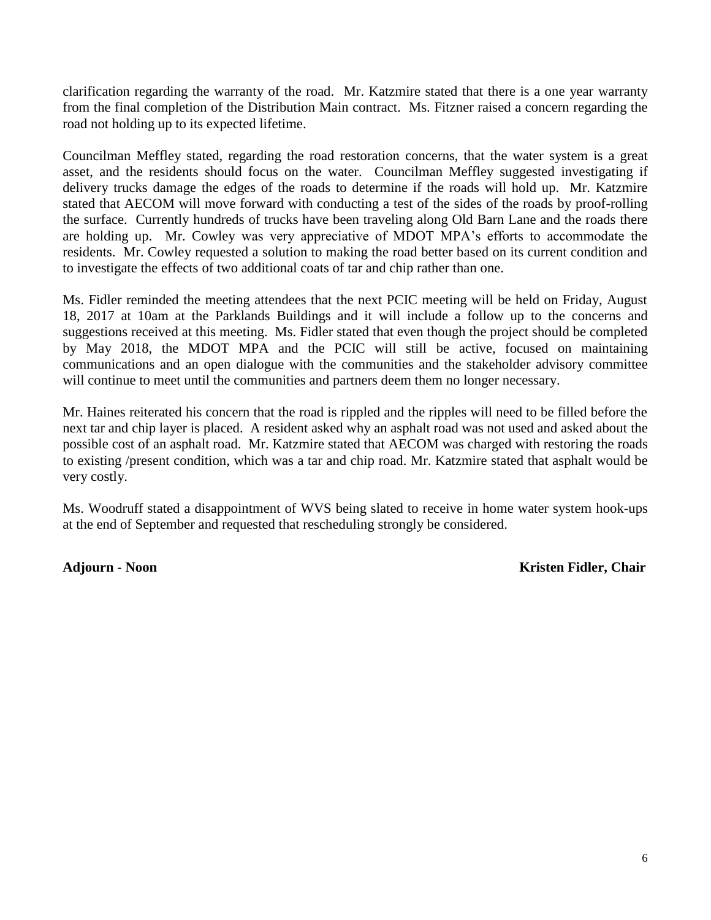clarification regarding the warranty of the road. Mr. Katzmire stated that there is a one year warranty from the final completion of the Distribution Main contract. Ms. Fitzner raised a concern regarding the road not holding up to its expected lifetime.

Councilman Meffley stated, regarding the road restoration concerns, that the water system is a great asset, and the residents should focus on the water. Councilman Meffley suggested investigating if delivery trucks damage the edges of the roads to determine if the roads will hold up. Mr. Katzmire stated that AECOM will move forward with conducting a test of the sides of the roads by proof-rolling the surface. Currently hundreds of trucks have been traveling along Old Barn Lane and the roads there are holding up. Mr. Cowley was very appreciative of MDOT MPA's efforts to accommodate the residents. Mr. Cowley requested a solution to making the road better based on its current condition and to investigate the effects of two additional coats of tar and chip rather than one.

Ms. Fidler reminded the meeting attendees that the next PCIC meeting will be held on Friday, August 18, 2017 at 10am at the Parklands Buildings and it will include a follow up to the concerns and suggestions received at this meeting. Ms. Fidler stated that even though the project should be completed by May 2018, the MDOT MPA and the PCIC will still be active, focused on maintaining communications and an open dialogue with the communities and the stakeholder advisory committee will continue to meet until the communities and partners deem them no longer necessary.

Mr. Haines reiterated his concern that the road is rippled and the ripples will need to be filled before the next tar and chip layer is placed. A resident asked why an asphalt road was not used and asked about the possible cost of an asphalt road. Mr. Katzmire stated that AECOM was charged with restoring the roads to existing /present condition, which was a tar and chip road. Mr. Katzmire stated that asphalt would be very costly.

Ms. Woodruff stated a disappointment of WVS being slated to receive in home water system hook-ups at the end of September and requested that rescheduling strongly be considered.

**Adjourn - Noon** **Kristen Fidler, Chair**